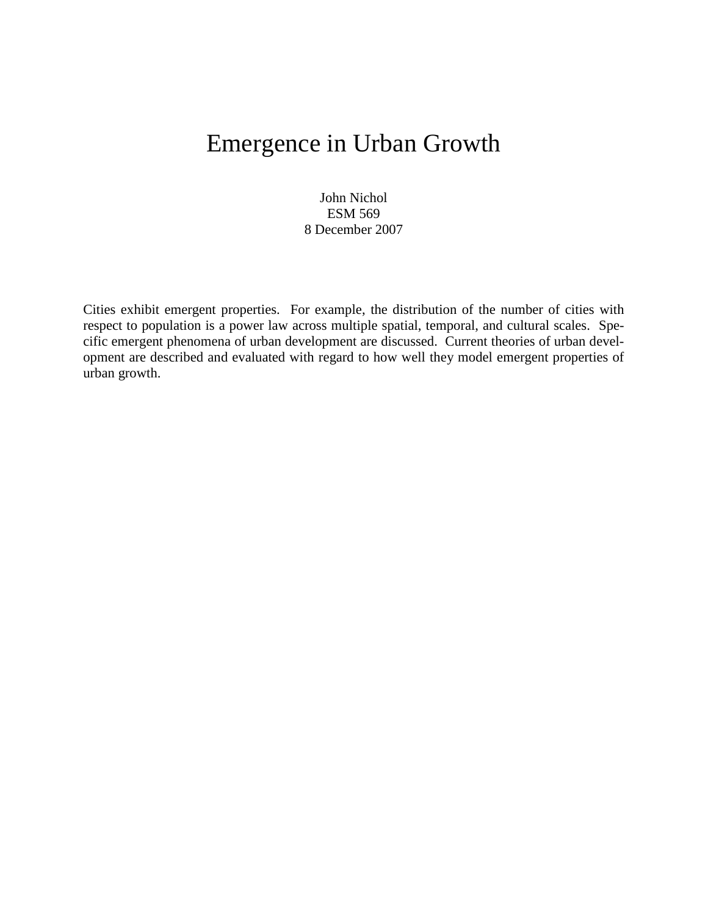# Emergence in Urban Growth

John Nichol
ESM 569
8 December 2007

Cities exhibit emergent properties. For example, the distribution of the number of cities with respect to population is a power law across multiple spatial, temporal, and cultural scales. Specific emergent phenomena of urban development are discussed. Current theories of urban development are described and evaluated with regard to how well they model emergent properties of urban growth.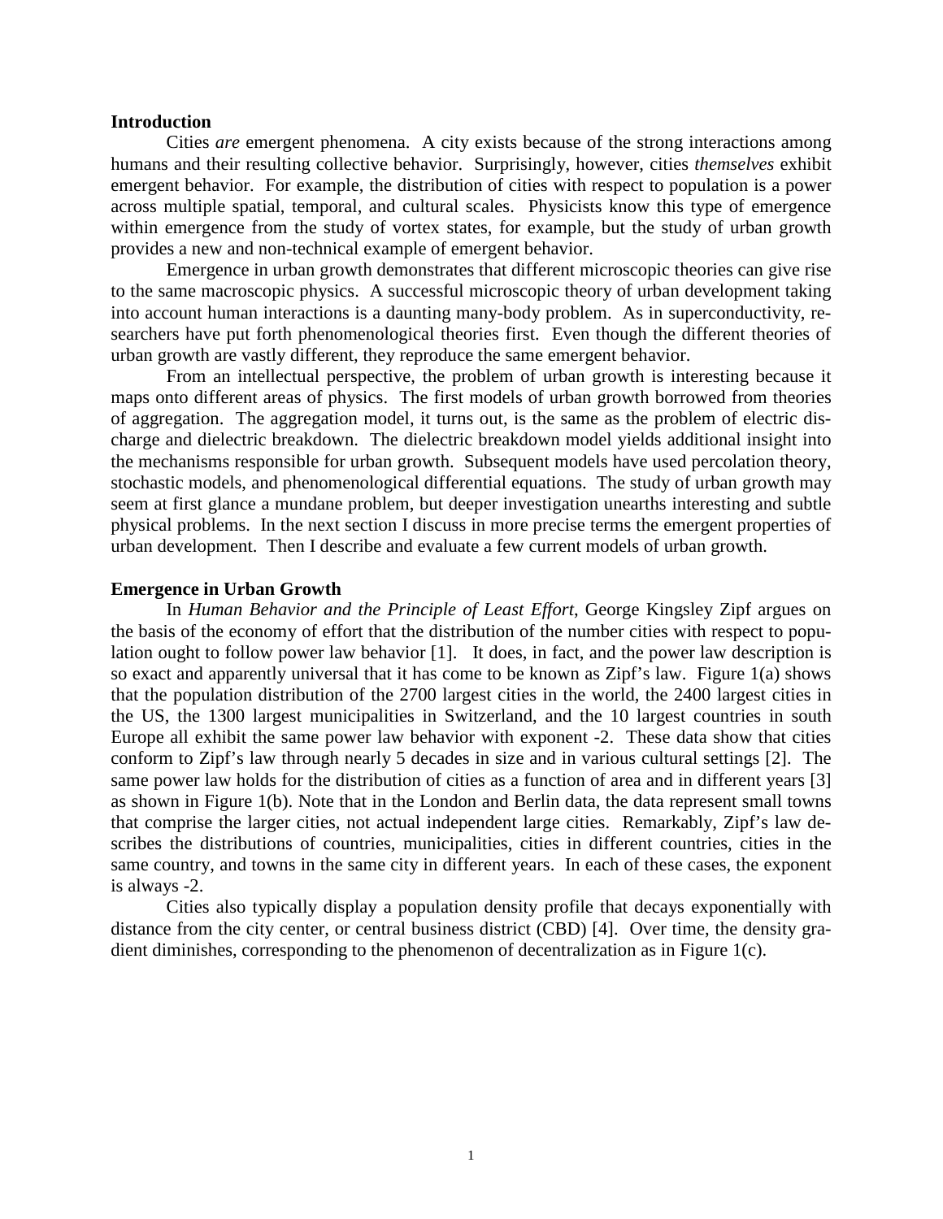## Introduction

Cities *are* emergent phenomena. A city exists because of the strong interactions among humans and their resulting collective behavior. Surprisingly, however, cities *themselves* exhibit emergent behavior. For example, the distribution of cities with respect to population is a power across multiple spatial, temporal, and cultural scales. Physicists know this type of emergence within emergence from the study of vortex states, for example, but the study of urban growth provides a new and non-technical example of emergent behavior.

Emergence in urban growth demonstrates that different microscopic theories can give rise to the same macroscopic physics. A successful microscopic theory of urban development taking into account human interactions is a daunting many-body problem. As in superconductivity, researchers have put forth phenomenological theories first. Even though the different theories of urban growth are vastly different, they reproduce the same emergent behavior.

From an intellectual perspective, the problem of urban growth is interesting because it maps onto different areas of physics. The first models of urban growth borrowed from theories of aggregation. The aggregation model, it turns out, is the same as the problem of electric discharge and dielectric breakdown. The dielectric breakdown model yields additional insight into the mechanisms responsible for urban growth. Subsequent models have used percolation theory, stochastic models, and phenomenological differential equations. The study of urban growth may seem at first glance a mundane problem, but deeper investigation unearths interesting and subtle physical problems. In the next section I discuss in more precise terms the emergent properties of urban development. Then I describe and evaluate a few current models of urban growth.

## Emergence in Urban Growth

In *Human Behavior and the Principle of Least Effort*, George Kingsley Zipf argues on the basis of the economy of effort that the distribution of the number cities with respect to population ought to follow power law behavior [1]. It does, in fact, and the power law description is so exact and apparently universal that it has come to be known as Zipf's law. Figure 1(a) shows that the population distribution of the 2700 largest cities in the world, the 2400 largest cities in the US, the 1300 largest municipalities in Switzerland, and the 10 largest countries in south Europe all exhibit the same power law behavior with exponent -2. These data show that cities conform to Zipf's law through nearly 5 decades in size and in various cultural settings [2]. The same power law holds for the distribution of cities as a function of area and in different years [3] as shown in Figure 1(b). Note that in the London and Berlin data, the data represent small towns that comprise the larger cities, not actual independent large cities. Remarkably, Zipf's law describes the distributions of countries, municipalities, cities in different countries, cities in the same country, and towns in the same city in different years. In each of these cases, the exponent is always -2.

Cities also typically display a population density profile that decays exponentially with distance from the city center, or central business district (CBD) [4]. Over time, the density gradient diminishes, corresponding to the phenomenon of decentralization as in Figure 1(c).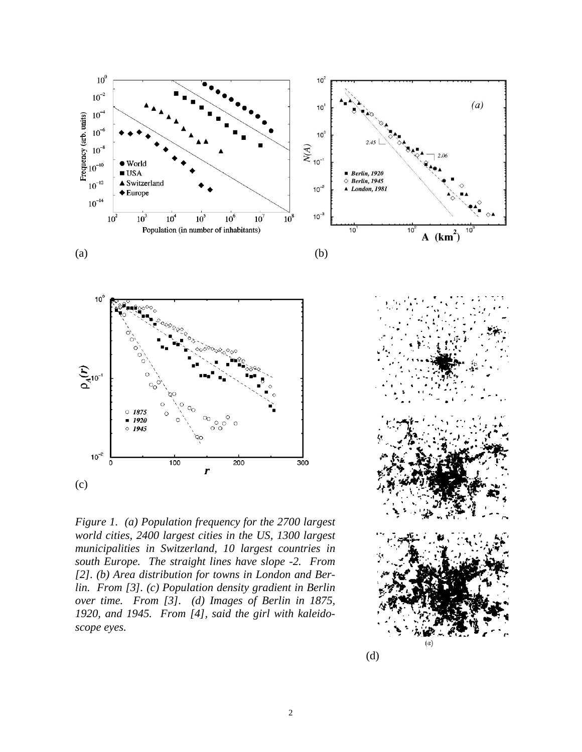(a)

(b)

(c)

(d)

*Figure 1. (a) Population frequency for the 2700 largest world cities, 2400 largest cities in the US, 1300 largest municipalities in Switzerland, 10 largest countries in south Europe. The straight lines have slope -2. From [2]. (b) Area distribution for towns in London and Berlin. From [3]. (c) Population density gradient in Berlin over time. From [3]. (d) Images of Berlin in 1875, 1920, and 1945. From [4], said the girl with kaleidoscope eyes.*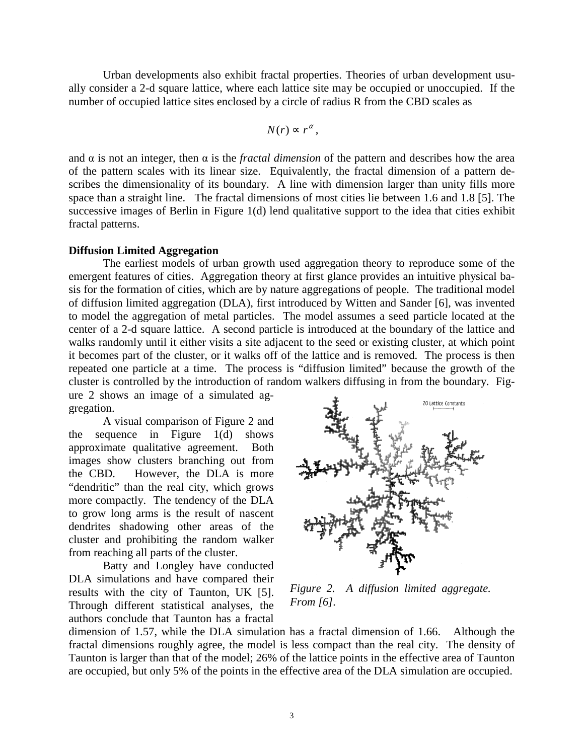Urban developments also exhibit fractal properties. Theories of urban development usually consider a 2-d square lattice, where each lattice site may be occupied or unoccupied. If the number of occupied lattice sites enclosed by a circle of radius R from the CBD scales as

$$N(r) \propto r^{\alpha},$$

and $\alpha$ is not an integer, then $\alpha$ is the *fractal dimension* of the pattern and describes how the area of the pattern scales with its linear size. Equivalently, the fractal dimension of a pattern describes the dimensionality of its boundary. A line with dimension larger than unity fills more space than a straight line. The fractal dimensions of most cities lie between 1.6 and 1.8 [5]. The successive images of Berlin in Figure 1(d) lend qualitative support to the idea that cities exhibit fractal patterns.

**Diffusion Limited Aggregation**

The earliest models of urban growth used aggregation theory to reproduce some of the emergent features of cities. Aggregation theory at first glance provides an intuitive physical basis for the formation of cities, which are by nature aggregations of people. The traditional model of diffusion limited aggregation (DLA), first introduced by Witten and Sander [6], was invented to model the aggregation of metal particles. The model assumes a seed particle located at the center of a 2-d square lattice. A second particle is introduced at the boundary of the lattice and walks randomly until it either visits a site adjacent to the seed or existing cluster, at which point it becomes part of the cluster, or it walks off of the lattice and is removed. The process is then repeated one particle at a time. The process is "diffusion limited" because the growth of the cluster is controlled by the introduction of random walkers diffusing in from the boundary. Figure 2 shows an image of a simulated aggregation.

A visual comparison of Figure 2 and the sequence in Figure 1(d) shows approximate qualitative agreement. Both images show clusters branching out from the CBD. However, the DLA is more "dendritic" than the real city, which grows more compactly. The tendency of the DLA to grow long arms is the result of nascent dendrites shadowing other areas of the cluster and prohibiting the random walker from reaching all parts of the cluster.

Batty and Longley have conducted DLA simulations and have compared their results with the city of Taunton, UK [5]. Through different statistical analyses, the authors conclude that Taunton has a fractal dimension of 1.57, while the DLA simulation has a fractal dimension of 1.66. Although the fractal dimensions roughly agree, the model is less compact than the real city. The density of Taunton is larger than that of the model; 26% of the lattice points in the effective area of Taunton are occupied, but only 5% of the points in the effective area of the DLA simulation are occupied.

*Figure 2. A diffusion limited aggregate. From [6].*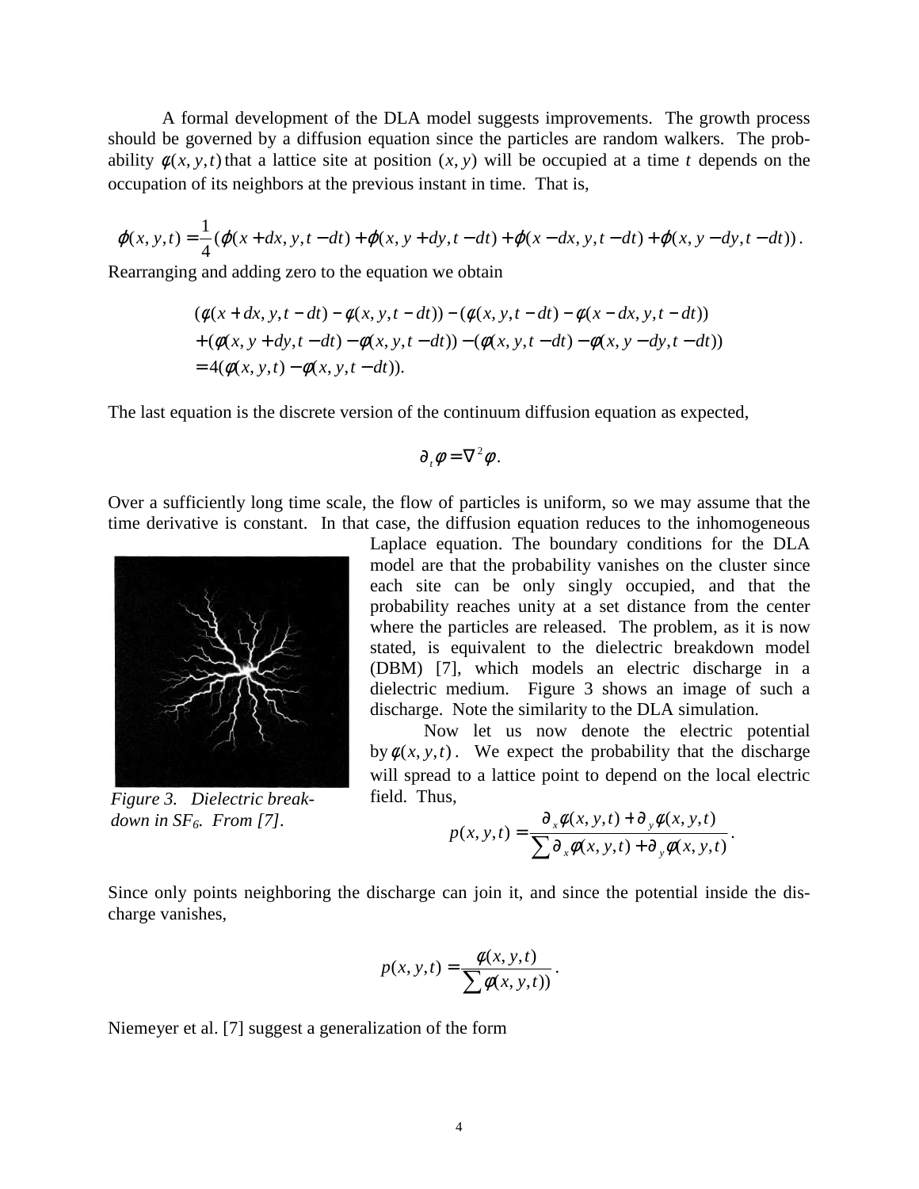A formal development of the DLA model suggests improvements. The growth process should be governed by a diffusion equation since the particles are random walkers. The probability $\phi(x,y,t)$ that a lattice site at position $(x,y)$ will be occupied at a time $t$ depends on the occupation of its neighbors at the previous instant in time. That is,

$$\varphi(x,y,t) = \frac{1}{4}(\varphi(x+dx,y,t-dt) + \varphi(x,y+dy,t-dt) + \varphi(x-dx,y,t-dt) + \varphi(x,y-dy,t-dt)).$$

Rearranging and adding zero to the equation we obtain

$$\begin{aligned}
&(\phi(x+dx,y,t-dt) - \phi(x,y,t-dt)) - (\phi(x,y,t-dt) - \phi(x-dx,y,t-dt)) \\
&+ (\phi(x,y+dy,t-dt) - \phi(x,y,t-dt)) - (\phi(x,y,t-dt) - \phi(x,y-dy,t-dt)) \\
&= 4(\phi(x,y,t) - \phi(x,y,t-dt)).
\end{aligned}$$

The last equation is the discrete version of the continuum diffusion equation as expected,

$$\partial_t \phi = \nabla^2 \phi.$$

Over a sufficiently long time scale, the flow of particles is uniform, so we may assume that the time derivative is constant. In that case, the diffusion equation reduces to the inhomogeneous Laplace equation. The boundary conditions for the DLA model are that the probability vanishes on the cluster since each site can be only singly occupied, and that the probability reaches unity at a set distance from the center where the particles are released. The problem, as it is now stated, is equivalent to the dielectric breakdown model (DBM) [7], which models an electric discharge in a dielectric medium. Figure 3 shows an image of such a discharge. Note the similarity to the DLA simulation.

*Figure 3. Dielectric breakdown in $SF_6$. From [7].*

Now let us now denote the electric potential by $\phi(x,y,t)$. We expect the probability that the discharge will spread to a lattice point to depend on the local electric field. Thus,

$$p(x,y,t) = \frac{\partial_x \phi(x,y,t) + \partial_y \phi(x,y,t)}{\sum \partial_x \phi(x,y,t) + \partial_y \phi(x,y,t)}.$$

Since only points neighboring the discharge can join it, and since the potential inside the discharge vanishes,

$$p(x,y,t) = \frac{\phi(x,y,t)}{\sum \phi(x,y,t))}.$$

Niemeyer et al. [7] suggest a generalization of the form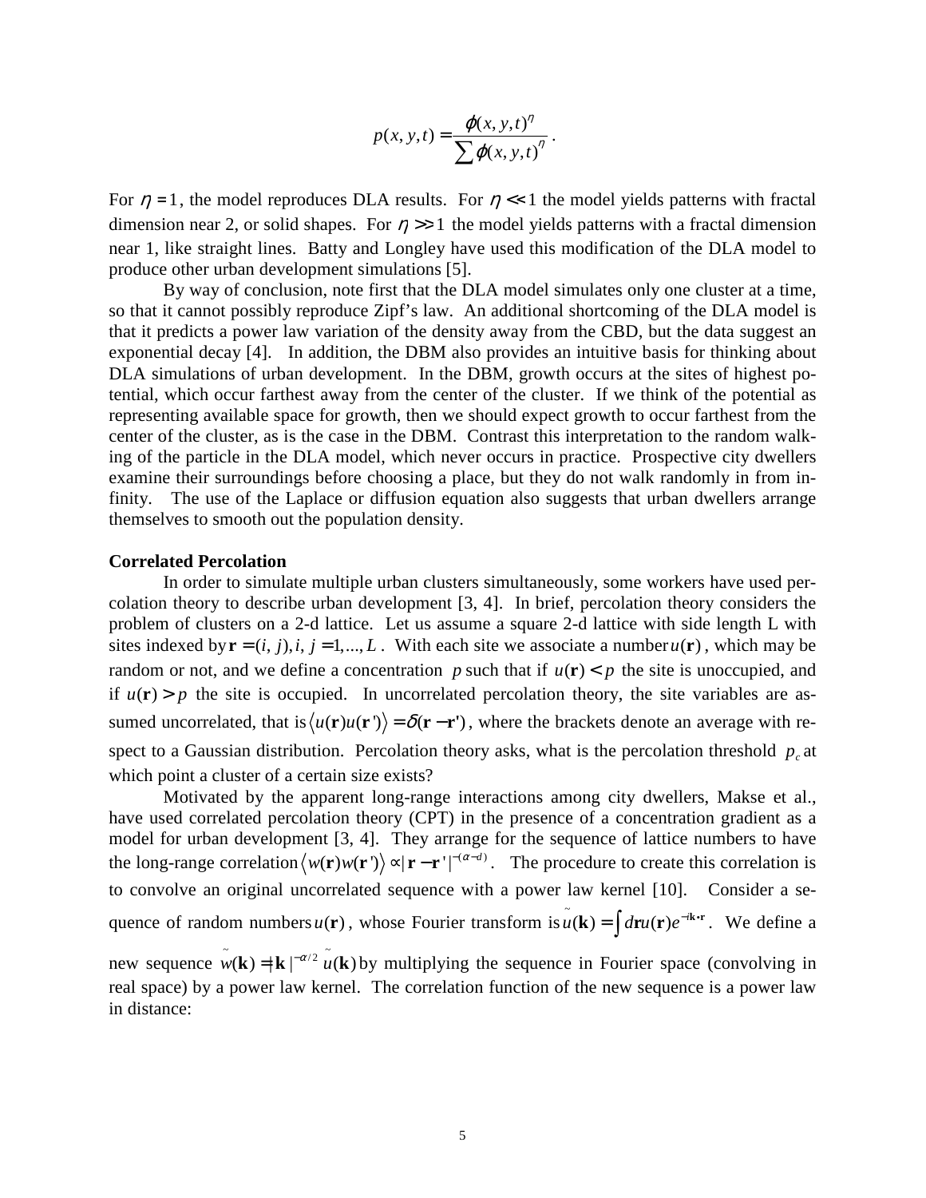$$p(x, y, t) = \frac{\varphi(x, y, t)^\eta}{\sum \varphi(x, y, t)^\eta}.$$

For $\eta = 1$, the model reproduces DLA results. For $\eta << 1$ the model yields patterns with fractal dimension near 2, or solid shapes. For $\eta >> 1$ the model yields patterns with a fractal dimension near 1, like straight lines. Batty and Longley have used this modification of the DLA model to produce other urban development simulations [5].

By way of conclusion, note first that the DLA model simulates only one cluster at a time, so that it cannot possibly reproduce Zipf's law. An additional shortcoming of the DLA model is that it predicts a power law variation of the density away from the CBD, but the data suggest an exponential decay [4]. In addition, the DBM also provides an intuitive basis for thinking about DLA simulations of urban development. In the DBM, growth occurs at the sites of highest potential, which occur farthest away from the center of the cluster. If we think of the potential as representing available space for growth, then we should expect growth to occur farthest from the center of the cluster, as is the case in the DBM. Contrast this interpretation to the random walking of the particle in the DLA model, which never occurs in practice. Prospective city dwellers examine their surroundings before choosing a place, but they do not walk randomly in from infinity. The use of the Laplace or diffusion equation also suggests that urban dwellers arrange themselves to smooth out the population density.

**Correlated Percolation**

In order to simulate multiple urban clusters simultaneously, some workers have used percolation theory to describe urban development [3, 4]. In brief, percolation theory considers the problem of clusters on a 2-d lattice. Let us assume a square 2-d lattice with side length L with sites indexed by $\mathbf{r} = (i, j), i, j = 1, ..., L$. With each site we associate a number $u(\mathbf{r})$, which may be random or not, and we define a concentration $p$ such that if $u(\mathbf{r}) < p$ the site is unoccupied, and if $u(\mathbf{r}) > p$ the site is occupied. In uncorrelated percolation theory, the site variables are assumed uncorrelated, that is $\langle u(\mathbf{r})u(\mathbf{r}')\rangle = \delta(\mathbf{r} - \mathbf{r}')$, where the brackets denote an average with respect to a Gaussian distribution. Percolation theory asks, what is the percolation threshold $p_c$ at which point a cluster of a certain size exists?

Motivated by the apparent long-range interactions among city dwellers, Makse et al., have used correlated percolation theory (CPT) in the presence of a concentration gradient as a model for urban development [3, 4]. They arrange for the sequence of lattice numbers to have the long-range correlation $\langle w(\mathbf{r})w(\mathbf{r}')\rangle \propto |\mathbf{r} - \mathbf{r}'|^{-(\alpha - d)}$. The procedure to create this correlation is to convolve an original uncorrelated sequence with a power law kernel [10]. Consider a sequence of random numbers $u(\mathbf{r})$, whose Fourier transform is $\tilde{u}(\mathbf{k}) = \int d\mathbf{r} u(\mathbf{r}) e^{-i\mathbf{k}\cdot\mathbf{r}}$. We define a new sequence $\tilde{w}(\mathbf{k}) = |\mathbf{k}|^{-\alpha/2} \tilde{u}(\mathbf{k})$ by multiplying the sequence in Fourier space (convolving in real space) by a power law kernel. The correlation function of the new sequence is a power law in distance: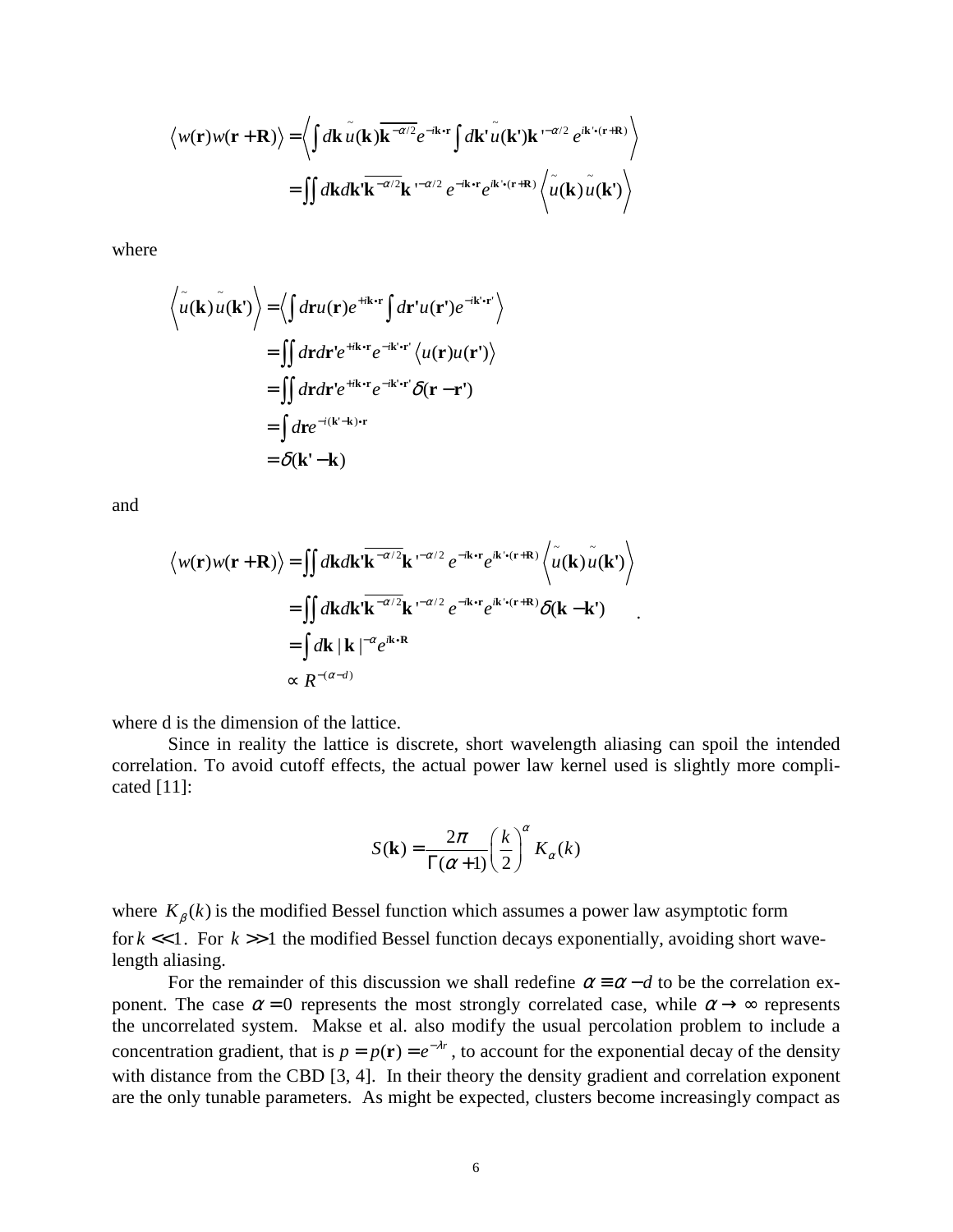$$\langle w(\mathbf{r})w(\mathbf{r}+\mathbf{R})\rangle = \left\langle \int d\mathbf{k}\,\tilde{u}(\mathbf{k})\overline{\mathbf{k}^{-\alpha/2}}e^{-i\mathbf{k}\cdot\mathbf{r}} \int d\mathbf{k}'\,\tilde{u}(\mathbf{k}')\mathbf{k}'^{-\alpha/2}e^{i\mathbf{k}'\cdot(\mathbf{r}+\mathbf{R})} \right\rangle$$

$$= \iint d\mathbf{k}d\mathbf{k}'\overline{\mathbf{k}^{-\alpha/2}}\mathbf{k}'^{-\alpha/2}e^{-i\mathbf{k}\cdot\mathbf{r}}e^{i\mathbf{k}'\cdot(\mathbf{r}+\mathbf{R})}\left\langle \tilde{u}(\mathbf{k})\tilde{u}(\mathbf{k}')\right\rangle$$

where

$$\left\langle \tilde{u}(\mathbf{k})\tilde{u}(\mathbf{k}')\right\rangle = \left\langle \int d\mathbf{r}u(\mathbf{r})e^{+i\mathbf{k}\cdot\mathbf{r}}\int d\mathbf{r}'u(\mathbf{r}')e^{-i\mathbf{k}'\cdot\mathbf{r}'}\right\rangle$$

$$= \iint d\mathbf{r}d\mathbf{r}'e^{+i\mathbf{k}\cdot\mathbf{r}}e^{-i\mathbf{k}'\cdot\mathbf{r}'}\left\langle u(\mathbf{r})u(\mathbf{r}')\right\rangle$$

$$= \iint d\mathbf{r}d\mathbf{r}'e^{+i\mathbf{k}\cdot\mathbf{r}}e^{-i\mathbf{k}'\cdot\mathbf{r}'}\delta(\mathbf{r}-\mathbf{r}')$$

$$= \int d\mathbf{r}e^{-i(\mathbf{k}'-\mathbf{k})\cdot\mathbf{r}}$$

$$= \delta(\mathbf{k}'-\mathbf{k})$$

and

$$\langle w(\mathbf{r})w(\mathbf{r}+\mathbf{R})\rangle = \iint d\mathbf{k}d\mathbf{k}'\overline{\mathbf{k}^{-\alpha/2}}\mathbf{k}'^{-\alpha/2}e^{-i\mathbf{k}\cdot\mathbf{r}}e^{i\mathbf{k}'\cdot(\mathbf{r}+\mathbf{R})}\left\langle \tilde{u}(\mathbf{k})\tilde{u}(\mathbf{k}')\right\rangle$$

$$= \iint d\mathbf{k}d\mathbf{k}'\overline{\mathbf{k}^{-\alpha/2}}\mathbf{k}'^{-\alpha/2}e^{-i\mathbf{k}\cdot\mathbf{r}}e^{i\mathbf{k}'\cdot(\mathbf{r}+\mathbf{R})}\delta(\mathbf{k}-\mathbf{k}')$$

$$= \int d\mathbf{k}\,|\mathbf{k}|^{-\alpha}e^{i\mathbf{k}\cdot\mathbf{R}}$$

$$\propto R^{-(\alpha-d)}$$

where d is the dimension of the lattice.

Since in reality the lattice is discrete, short wavelength aliasing can spoil the intended correlation. To avoid cutoff effects, the actual power law kernel used is slightly more complicated [11]:

$$S(\mathbf{k}) = \frac{2\pi}{\Gamma(\alpha+1)}\left(\frac{k}{2}\right)^{\alpha}K_{\alpha}(k)$$

where $K_{\beta}(k)$ is the modified Bessel function which assumes a power law asymptotic form for $k \ll 1$. For $k \gg 1$ the modified Bessel function decays exponentially, avoiding short wavelength aliasing.

For the remainder of this discussion we shall redefine $\alpha \equiv \alpha - d$ to be the correlation exponent. The case $\alpha = 0$ represents the most strongly correlated case, while $\alpha \to \infty$ represents the uncorrelated system. Makse et al. also modify the usual percolation problem to include a concentration gradient, that is $p = p(\mathbf{r}) = e^{-\lambda r}$, to account for the exponential decay of the density with distance from the CBD [3, 4]. In their theory the density gradient and correlation exponent are the only tunable parameters. As might be expected, clusters become increasingly compact as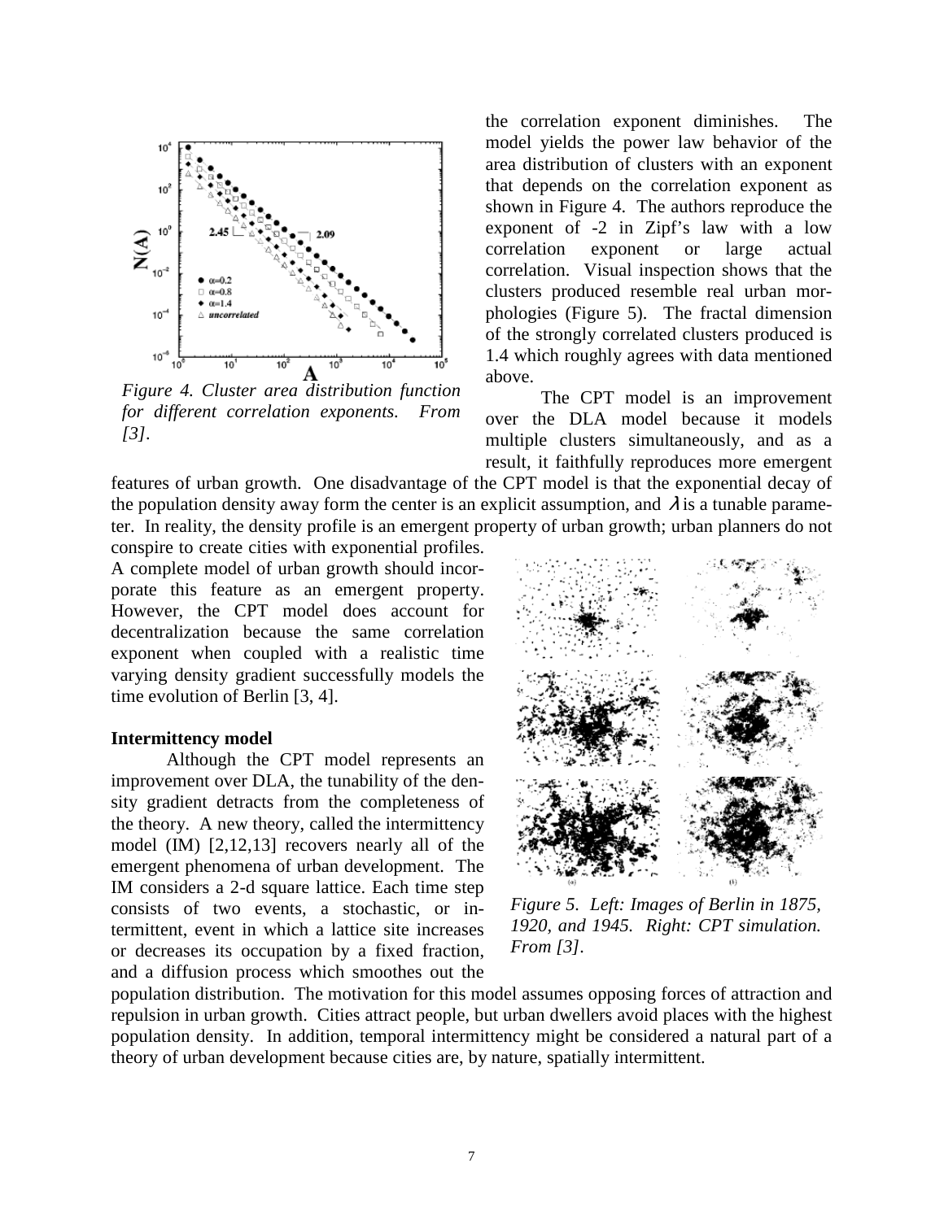*Figure 4. Cluster area distribution function for different correlation exponents. From [3].*

the correlation exponent diminishes. The model yields the power law behavior of the area distribution of clusters with an exponent that depends on the correlation exponent as shown in Figure 4. The authors reproduce the exponent of -2 in Zipf's law with a low correlation exponent or large actual correlation. Visual inspection shows that the clusters produced resemble real urban morphologies (Figure 5). The fractal dimension of the strongly correlated clusters produced is 1.4 which roughly agrees with data mentioned above.

The CPT model is an improvement over the DLA model because it models multiple clusters simultaneously, and as a result, it faithfully reproduces more emergent features of urban growth. One disadvantage of the CPT model is that the exponential decay of the population density away form the center is an explicit assumption, and $\lambda$ is a tunable parameter. In reality, the density profile is an emergent property of urban growth; urban planners do not conspire to create cities with exponential profiles. A complete model of urban growth should incorporate this feature as an emergent property. However, the CPT model does account for decentralization because the same correlation exponent when coupled with a realistic time varying density gradient successfully models the time evolution of Berlin [3, 4].

*Figure 5. Left: Images of Berlin in 1875, 1920, and 1945. Right: CPT simulation. From [3].*

**Intermittency model**

Although the CPT model represents an improvement over DLA, the tunability of the density gradient detracts from the completeness of the theory. A new theory, called the intermittency model (IM) [2,12,13] recovers nearly all of the emergent phenomena of urban development. The IM considers a 2-d square lattice. Each time step consists of two events, a stochastic, or intermittent, event in which a lattice site increases or decreases its occupation by a fixed fraction, and a diffusion process which smoothes out the population distribution. The motivation for this model assumes opposing forces of attraction and repulsion in urban growth. Cities attract people, but urban dwellers avoid places with the highest population density. In addition, temporal intermittency might be considered a natural part of a theory of urban development because cities are, by nature, spatially intermittent.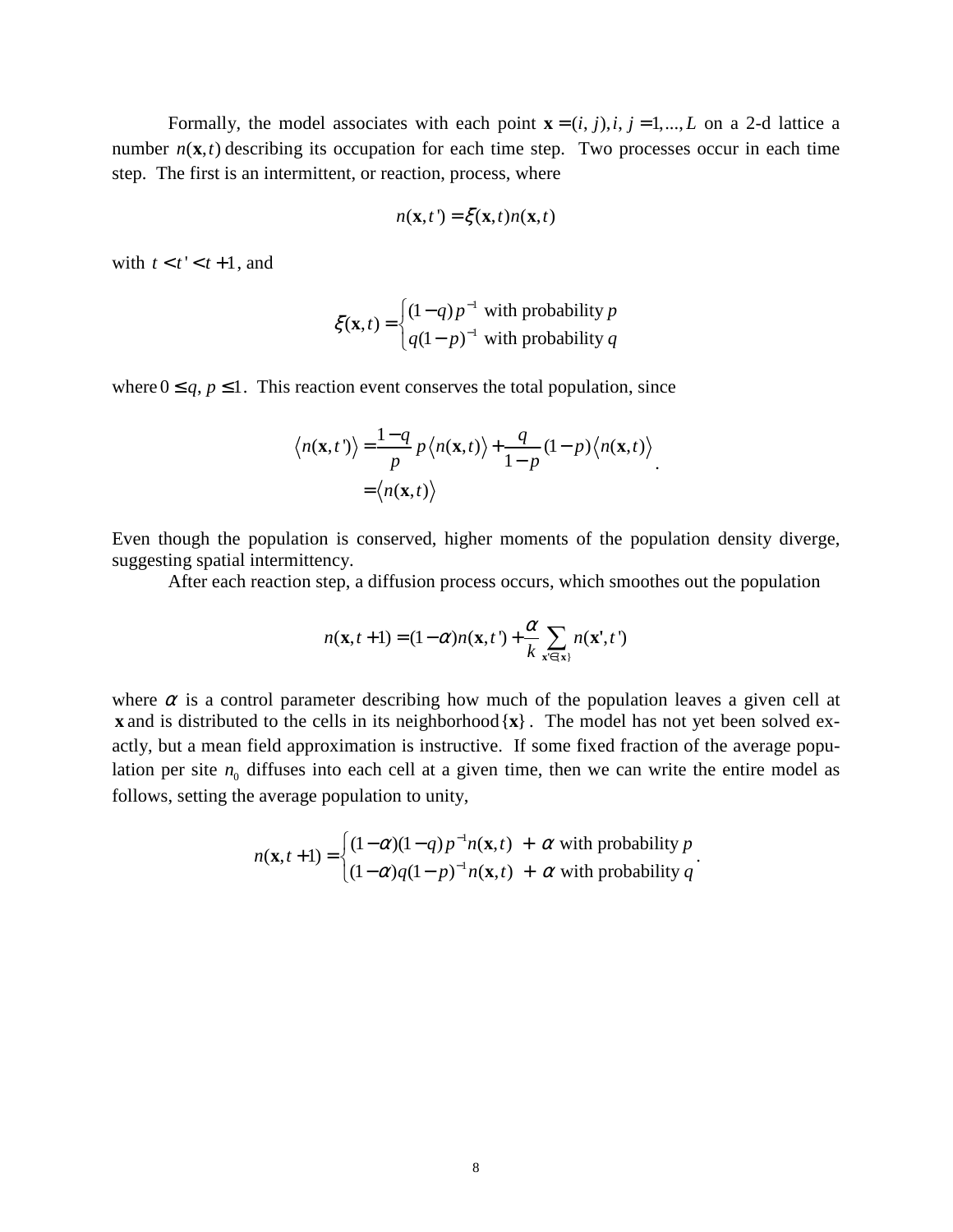Formally, the model associates with each point $\mathbf{x} = (i, j), i, j = 1, ..., L$ on a 2-d lattice a number $n(\mathbf{x}, t)$ describing its occupation for each time step. Two processes occur in each time step. The first is an intermittent, or reaction, process, where

$$n(\mathbf{x}, t') = \xi(\mathbf{x}, t) n(\mathbf{x}, t)$$

with $t < t' < t+1$, and

$$\xi(\mathbf{x}, t) = \begin{cases} (1-q) p^{-1} \text{ with probability } p \\ q(1-p)^{-1} \text{ with probability } q \end{cases}$$

where $0 \le q, p \le 1$. This reaction event conserves the total population, since

$$\begin{aligned} \langle n(\mathbf{x}, t') \rangle &= \frac{1-q}{p} p \langle n(\mathbf{x}, t) \rangle + \frac{q}{1-p} (1-p) \langle n(\mathbf{x}, t) \rangle \\ &= \langle n(\mathbf{x}, t) \rangle \end{aligned}.$$

Even though the population is conserved, higher moments of the population density diverge, suggesting spatial intermittency.

After each reaction step, a diffusion process occurs, which smoothes out the population

$$n(\mathbf{x}, t+1) = (1-\alpha) n(\mathbf{x}, t') + \frac{\alpha}{k} \sum_{\mathbf{x}' \in \{\mathbf{x}\}} n(\mathbf{x}', t')$$

where $\alpha$ is a control parameter describing how much of the population leaves a given cell at $\mathbf{x}$ and is distributed to the cells in its neighborhood $\{\mathbf{x}\}$. The model has not yet been solved exactly, but a mean field approximation is instructive. If some fixed fraction of the average population per site $n_0$ diffuses into each cell at a given time, then we can write the entire model as follows, setting the average population to unity,

$$n(\mathbf{x}, t+1) = \begin{cases} (1-\alpha)(1-q) p^{-1} n(\mathbf{x}, t) \ + \ \alpha \text{ with probability } p \\ (1-\alpha) q (1-p)^{-1} n(\mathbf{x}, t) \ + \ \alpha \text{ with probability } q \end{cases}.$$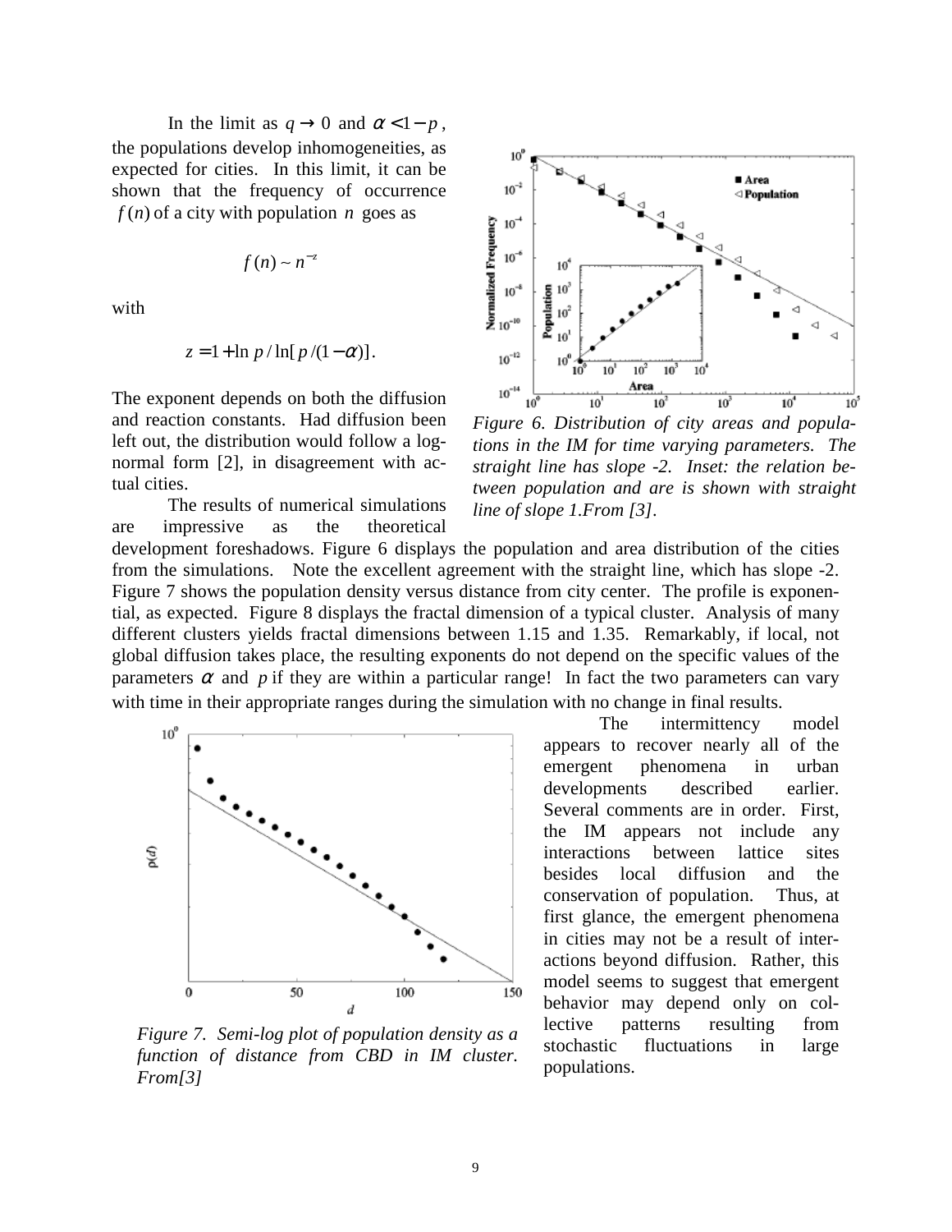In the limit as $q \to 0$ and $\alpha < 1 - p$, the populations develop inhomogeneities, as expected for cities. In this limit, it can be shown that the frequency of occurrence $f(n)$ of a city with population $n$ goes as

$$f(n) \sim n^{-z}$$

with

$$z = 1 + \ln p / \ln[p/(1-\alpha)].$$

The exponent depends on both the diffusion and reaction constants. Had diffusion been left out, the distribution would follow a log-normal form [2], in disagreement with actual cities.

The results of numerical simulations are impressive as the theoretical development foreshadows. Figure 6 displays the population and area distribution of the cities from the simulations. Note the excellent agreement with the straight line, which has slope -2. Figure 7 shows the population density versus distance from city center. The profile is exponential, as expected. Figure 8 displays the fractal dimension of a typical cluster. Analysis of many different clusters yields fractal dimensions between 1.15 and 1.35. Remarkably, if local, not global diffusion takes place, the resulting exponents do not depend on the specific values of the parameters $\alpha$ and $p$ if they are within a particular range! In fact the two parameters can vary with time in their appropriate ranges during the simulation with no change in final results.

*Figure 6. Distribution of city areas and populations in the IM for time varying parameters. The straight line has slope -2. Inset: the relation between population and are is shown with straight line of slope 1.From [3].*

*Figure 7. Semi-log plot of population density as a function of distance from CBD in IM cluster. From[3]*

The intermittency model appears to recover nearly all of the emergent phenomena in urban developments described earlier. Several comments are in order. First, the IM appears not include any interactions between lattice sites besides local diffusion and the conservation of population. Thus, at first glance, the emergent phenomena in cities may not be a result of interactions beyond diffusion. Rather, this model seems to suggest that emergent behavior may depend only on collective patterns resulting from stochastic fluctuations in large populations.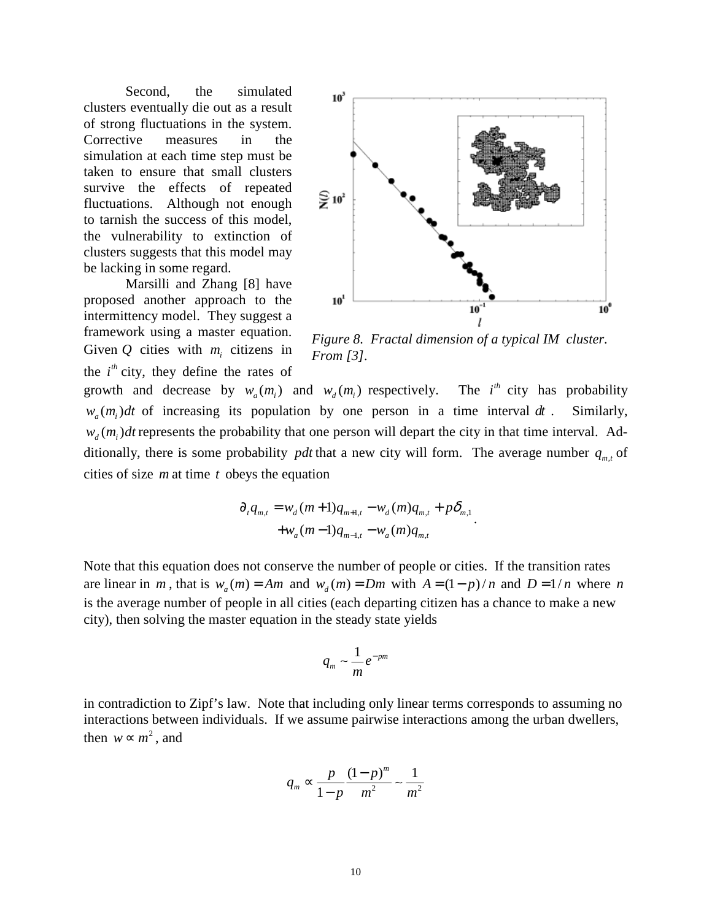Second, the simulated clusters eventually die out as a result of strong fluctuations in the system. Corrective measures in the simulation at each time step must be taken to ensure that small clusters survive the effects of repeated fluctuations. Although not enough to tarnish the success of this model, the vulnerability to extinction of clusters suggests that this model may be lacking in some regard.

*Figure 8. Fractal dimension of a typical IM cluster. From [3].*

Marsilli and Zhang [8] have proposed another approach to the intermittency model. They suggest a framework using a master equation. Given $Q$ cities with $m_i$ citizens in the $i^{th}$ city, they define the rates of growth and decrease by $w_a(m_i)$ and $w_d(m_i)$ respectively. The $i^{th}$ city has probability $w_a(m_i)dt$ of increasing its population by one person in a time interval $dt$. Similarly, $w_d(m_i)dt$ represents the probability that one person will depart the city in that time interval. Additionally, there is some probability $pdt$ that a new city will form. The average number $q_{m,t}$ of cities of size $m$ at time $t$ obeys the equation

$$\begin{aligned}\partial_t q_{m,t} &= w_d(m+1)q_{m+1,t} - w_d(m)q_{m,t} + p\delta_{m,1} \\ &+ w_a(m-1)q_{m-1,t} - w_a(m)q_{m,t}\end{aligned}.$$

Note that this equation does not conserve the number of people or cities. If the transition rates are linear in $m$, that is $w_a(m) = Am$ and $w_d(m) = Dm$ with $A = (1-p)/n$ and $D = 1/n$ where $n$ is the average number of people in all cities (each departing citizen has a chance to make a new city), then solving the master equation in the steady state yields

$$q_m \sim \frac{1}{m} e^{-pm}$$

in contradiction to Zipf's law. Note that including only linear terms corresponds to assuming no interactions between individuals. If we assume pairwise interactions among the urban dwellers, then $w \propto m^2$, and

$$q_m \propto \frac{p}{1-p} \frac{(1-p)^m}{m^2} \sim \frac{1}{m^2}$$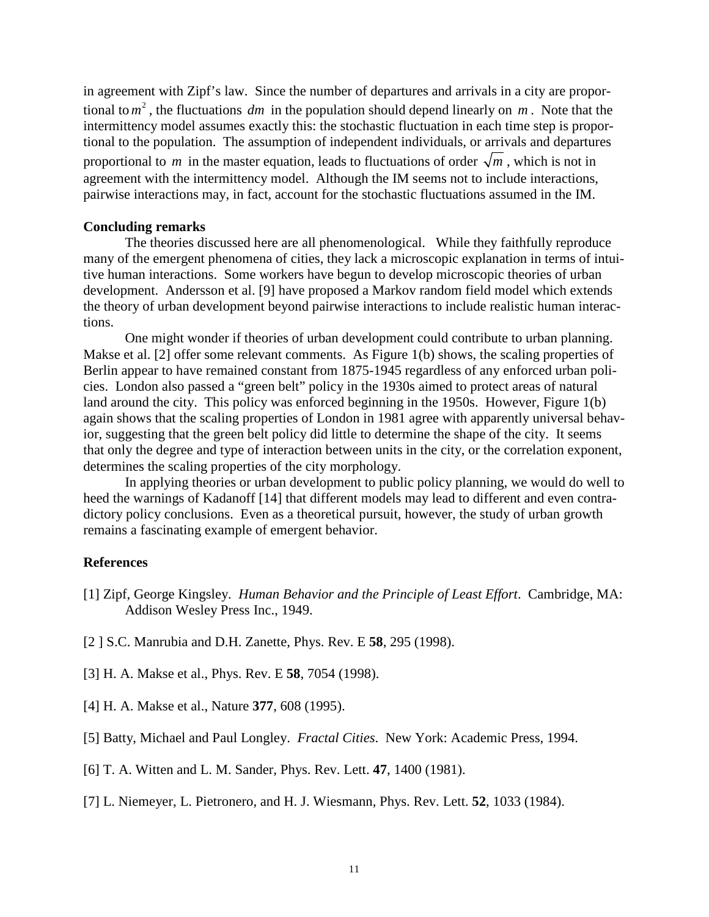in agreement with Zipf's law. Since the number of departures and arrivals in a city are proportional to $m^2$, the fluctuations $dm$ in the population should depend linearly on $m$. Note that the intermittency model assumes exactly this: the stochastic fluctuation in each time step is proportional to the population. The assumption of independent individuals, or arrivals and departures proportional to $m$ in the master equation, leads to fluctuations of order $\sqrt{m}$, which is not in agreement with the intermittency model. Although the IM seems not to include interactions, pairwise interactions may, in fact, account for the stochastic fluctuations assumed in the IM.

**Concluding remarks**

The theories discussed here are all phenomenological. While they faithfully reproduce many of the emergent phenomena of cities, they lack a microscopic explanation in terms of intuitive human interactions. Some workers have begun to develop microscopic theories of urban development. Andersson et al. [9] have proposed a Markov random field model which extends the theory of urban development beyond pairwise interactions to include realistic human interactions.

One might wonder if theories of urban development could contribute to urban planning. Makse et al. [2] offer some relevant comments. As Figure 1(b) shows, the scaling properties of Berlin appear to have remained constant from 1875-1945 regardless of any enforced urban policies. London also passed a "green belt" policy in the 1930s aimed to protect areas of natural land around the city. This policy was enforced beginning in the 1950s. However, Figure 1(b) again shows that the scaling properties of London in 1981 agree with apparently universal behavior, suggesting that the green belt policy did little to determine the shape of the city. It seems that only the degree and type of interaction between units in the city, or the correlation exponent, determines the scaling properties of the city morphology.

In applying theories or urban development to public policy planning, we would do well to heed the warnings of Kadanoff [14] that different models may lead to different and even contradictory policy conclusions. Even as a theoretical pursuit, however, the study of urban growth remains a fascinating example of emergent behavior.

**References**

[1] Zipf, George Kingsley. *Human Behavior and the Principle of Least Effort*. Cambridge, MA: Addison Wesley Press Inc., 1949.

[2 ] S.C. Manrubia and D.H. Zanette, Phys. Rev. E **58**, 295 (1998).

[3] H. A. Makse et al., Phys. Rev. E **58**, 7054 (1998).

[4] H. A. Makse et al., Nature **377**, 608 (1995).

[5] Batty, Michael and Paul Longley. *Fractal Cities*. New York: Academic Press, 1994.

[6] T. A. Witten and L. M. Sander, Phys. Rev. Lett. **47**, 1400 (1981).

[7] L. Niemeyer, L. Pietronero, and H. J. Wiesmann, Phys. Rev. Lett. **52**, 1033 (1984).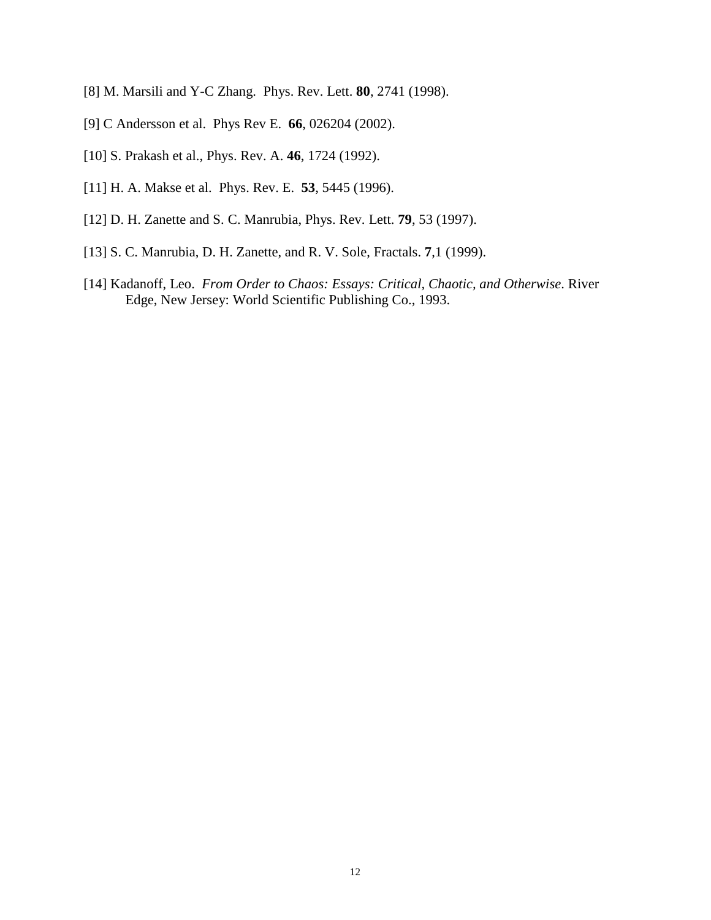[8] M. Marsili and Y-C Zhang. Phys. Rev. Lett. **80**, 2741 (1998).

[9] C Andersson et al. Phys Rev E. **66**, 026204 (2002).

[10] S. Prakash et al., Phys. Rev. A. **46**, 1724 (1992).

[11] H. A. Makse et al. Phys. Rev. E. **53**, 5445 (1996).

[12] D. H. Zanette and S. C. Manrubia, Phys. Rev. Lett. **79**, 53 (1997).

[13] S. C. Manrubia, D. H. Zanette, and R. V. Sole, Fractals. **7**,1 (1999).

[14] Kadanoff, Leo. *From Order to Chaos: Essays: Critical, Chaotic, and Otherwise*. River Edge, New Jersey: World Scientific Publishing Co., 1993.